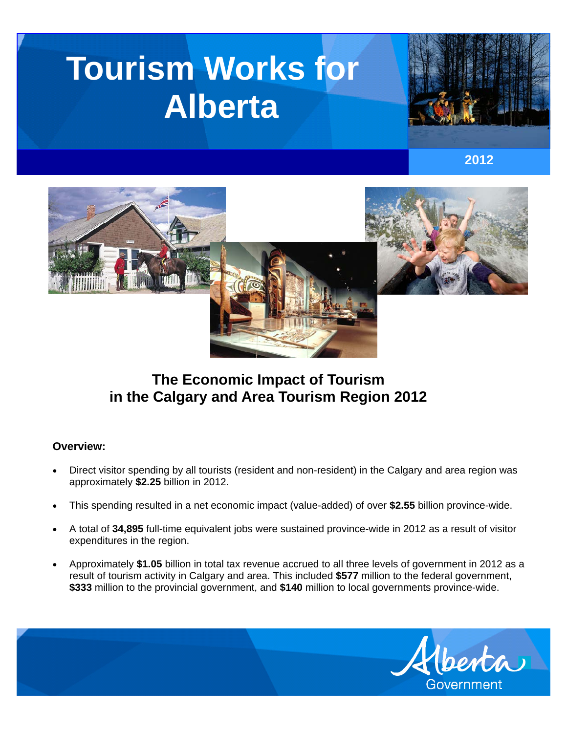# Tourism Works for Alberta

2012

## The Economic Impact of Tourism in the Calgary and Area Tourism Region 2012

**Overview:**

- Direct visitor spending by all tourists (resident and non-resident) in the Calgary and area region was approximately **$2.25** billion in 2012.
- This spending resulted in a net economic impact (value-added) of over **$2.55** billion province-wide.
- A total of **34,895** full-time equivalent jobs were sustained province-wide in 2012 as a result of visitor expenditures in the region.
- Approximately **$1.05** billion in total tax revenue accrued to all three levels of government in 2012 as a result of tourism activity in Calgary and area. This included **$577** million to the federal government, **$333** million to the provincial government, and **$140** million to local governments province-wide.

Alberta Government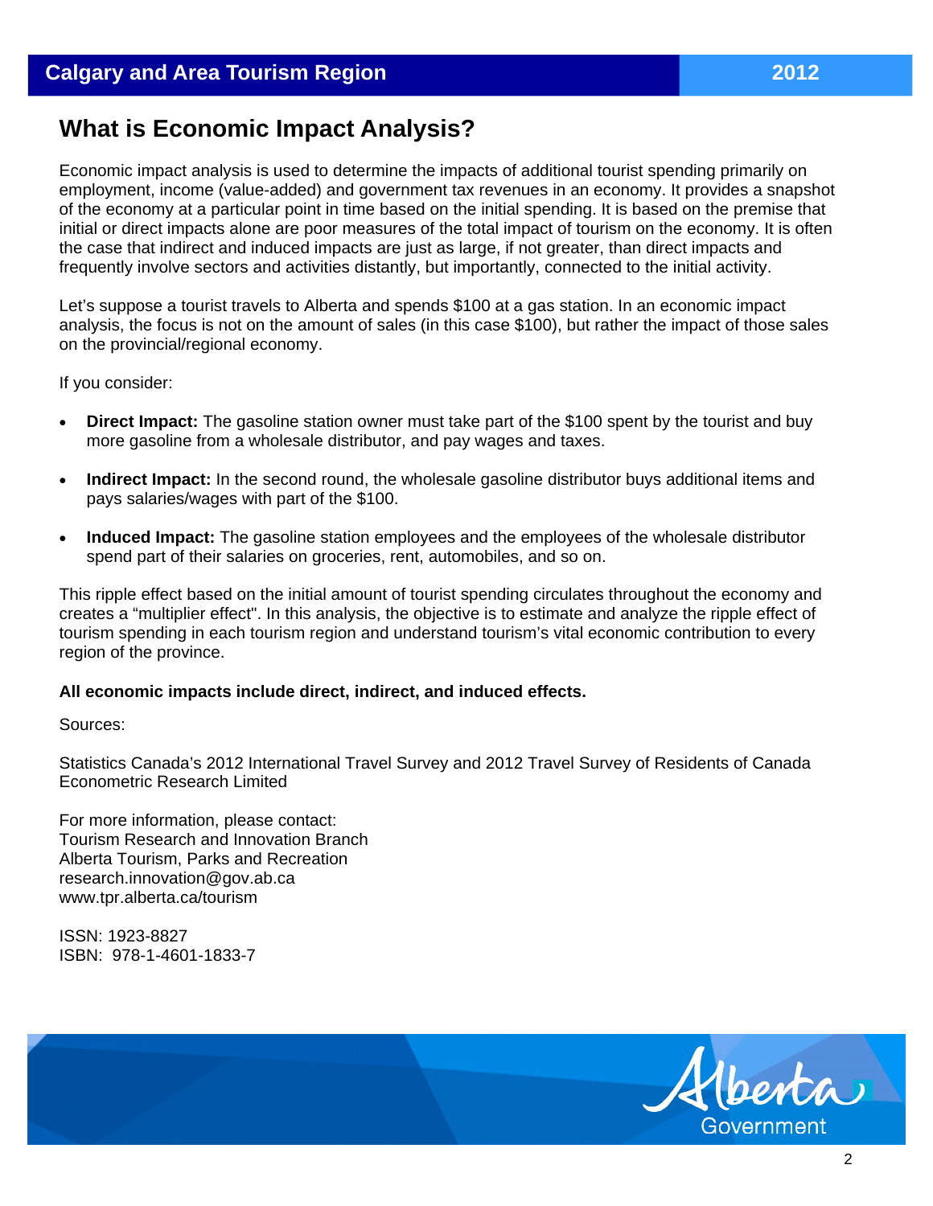# What is Economic Impact Analysis?

Economic impact analysis is used to determine the impacts of additional tourist spending primarily on employment, income (value-added) and government tax revenues in an economy. It provides a snapshot of the economy at a particular point in time based on the initial spending. It is based on the premise that initial or direct impacts alone are poor measures of the total impact of tourism on the economy. It is often the case that indirect and induced impacts are just as large, if not greater, than direct impacts and frequently involve sectors and activities distantly, but importantly, connected to the initial activity.

Let's suppose a tourist travels to Alberta and spends $100 at a gas station. In an economic impact analysis, the focus is not on the amount of sales (in this case $100), but rather the impact of those sales on the provincial/regional economy.

If you consider:

- **Direct Impact:** The gasoline station owner must take part of the $100 spent by the tourist and buy more gasoline from a wholesale distributor, and pay wages and taxes.
- **Indirect Impact:** In the second round, the wholesale gasoline distributor buys additional items and pays salaries/wages with part of the $100.
- **Induced Impact:** The gasoline station employees and the employees of the wholesale distributor spend part of their salaries on groceries, rent, automobiles, and so on.

This ripple effect based on the initial amount of tourist spending circulates throughout the economy and creates a "multiplier effect". In this analysis, the objective is to estimate and analyze the ripple effect of tourism spending in each tourism region and understand tourism's vital economic contribution to every region of the province.

**All economic impacts include direct, indirect, and induced effects.**

Sources:

Statistics Canada's 2012 International Travel Survey and 2012 Travel Survey of Residents of Canada
Econometric Research Limited

For more information, please contact:
Tourism Research and Innovation Branch
Alberta Tourism, Parks and Recreation
research.innovation@gov.ab.ca
www.tpr.alberta.ca/tourism

ISSN: 1923-8827
ISBN: 978-1-4601-1833-7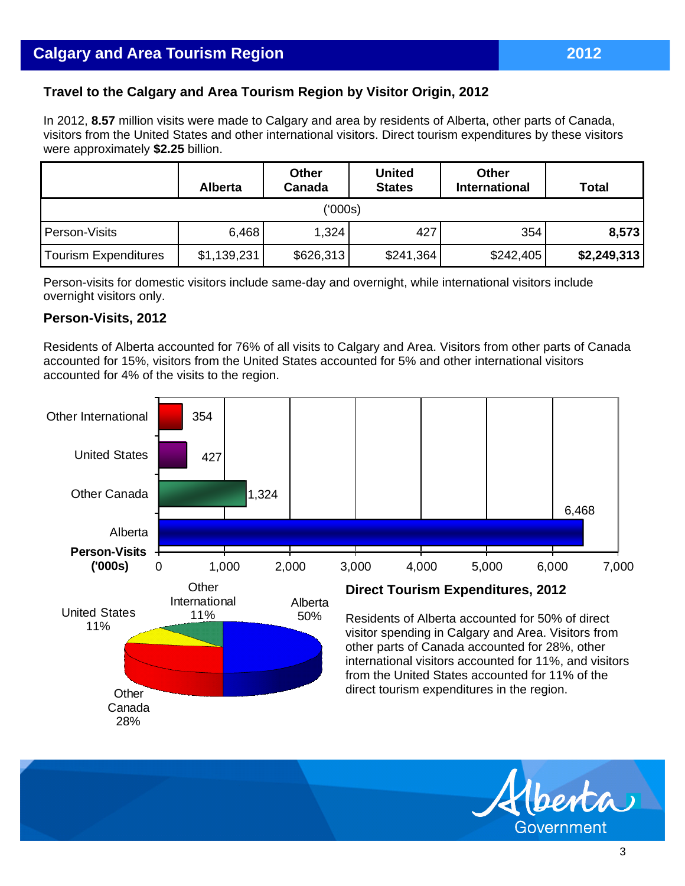## Calgary and Area Tourism Region 2012

### Travel to the Calgary and Area Tourism Region by Visitor Origin, 2012

In 2012, **8.57** million visits were made to Calgary and area by residents of Alberta, other parts of Canada, visitors from the United States and other international visitors. Direct tourism expenditures by these visitors were approximately **$2.25** billion.

| | Alberta | Other Canada | United States | Other International | Total |
|---|---|---|---|---|---|
| ('000s) | | | | | |
| Person-Visits | 6,468 | 1,324 | 427 | 354 | **8,573** |
| Tourism Expenditures | $1,139,231 | $626,313 | $241,364 | $242,405 | **$2,249,313** |

Person-visits for domestic visitors include same-day and overnight, while international visitors include overnight visitors only.

### Person-Visits, 2012

Residents of Alberta accounted for 76% of all visits to Calgary and Area. Visitors from other parts of Canada accounted for 15%, visitors from the United States accounted for 5% and other international visitors accounted for 4% of the visits to the region.

| Person-Visits ('000s) | |
|---|---|
| Other International | 354 |
| United States | 427 |
| Other Canada | 1,324 |
| Alberta | 6,468 |

### Direct Tourism Expenditures, 2012

Residents of Alberta accounted for 50% of direct visitor spending in Calgary and Area. Visitors from other parts of Canada accounted for 28%, other international visitors accounted for 11%, and visitors from the United States accounted for 11% of the direct tourism expenditures in the region.

| Origin | Share |
|---|---|
| Alberta | 50% |
| Other Canada | 28% |
| United States | 11% |
| Other International | 11% |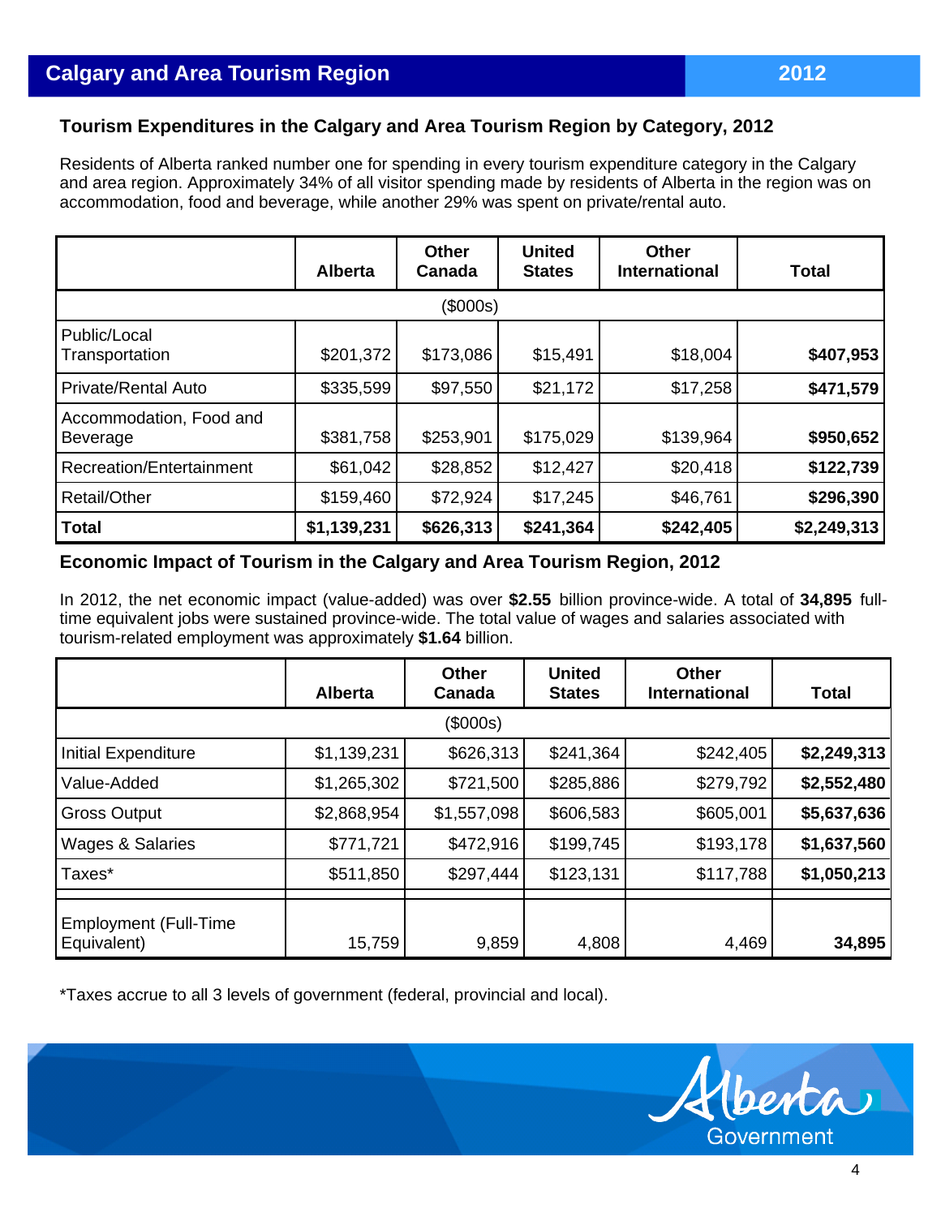# Calgary and Area Tourism Region 2012

## Tourism Expenditures in the Calgary and Area Tourism Region by Category, 2012

Residents of Alberta ranked number one for spending in every tourism expenditure category in the Calgary and area region. Approximately 34% of all visitor spending made by residents of Alberta in the region was on accommodation, food and beverage, while another 29% was spent on private/rental auto.

| | Alberta | Other Canada | United States | Other International | Total |
|---|---|---|---|---|---|
| ($000s) | | | | | |
| Public/Local Transportation | $201,372 | $173,086 | $15,491 | $18,004 | **$407,953** |
| Private/Rental Auto | $335,599 | $97,550 | $21,172 | $17,258 | **$471,579** |
| Accommodation, Food and Beverage | $381,758 | $253,901 | $175,029 | $139,964 | **$950,652** |
| Recreation/Entertainment | $61,042 | $28,852 | $12,427 | $20,418 | **$122,739** |
| Retail/Other | $159,460 | $72,924 | $17,245 | $46,761 | **$296,390** |
| **Total** | **$1,139,231** | **$626,313** | **$241,364** | **$242,405** | **$2,249,313** |

## Economic Impact of Tourism in the Calgary and Area Tourism Region, 2012

In 2012, the net economic impact (value-added) was over **$2.55** billion province-wide. A total of **34,895** full-time equivalent jobs were sustained province-wide. The total value of wages and salaries associated with tourism-related employment was approximately **$1.64** billion.

| | Alberta | Other Canada | United States | Other International | Total |
|---|---|---|---|---|---|
| ($000s) | | | | | |
| Initial Expenditure | $1,139,231 | $626,313 | $241,364 | $242,405 | **$2,249,313** |
| Value-Added | $1,265,302 | $721,500 | $285,886 | $279,792 | **$2,552,480** |
| Gross Output | $2,868,954 | $1,557,098 | $606,583 | $605,001 | **$5,637,636** |
| Wages & Salaries | $771,721 | $472,916 | $199,745 | $193,178 | **$1,637,560** |
| Taxes* | $511,850 | $297,444 | $123,131 | $117,788 | **$1,050,213** |
| Employment (Full-Time Equivalent) | 15,759 | 9,859 | 4,808 | 4,469 | **34,895** |

*Taxes accrue to all 3 levels of government (federal, provincial and local).

Alberta Government